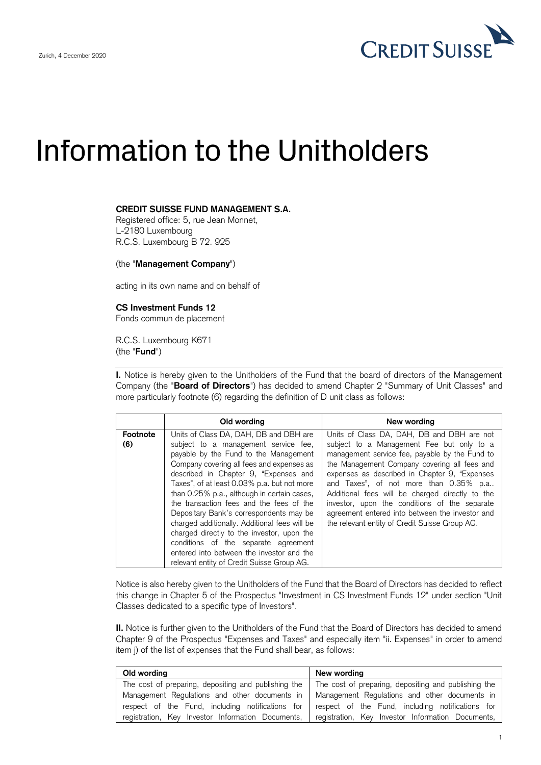Zurich, 4 December 2020

CREDIT SUISSE

# Information to the Unitholders

**CREDIT SUISSE FUND MANAGEMENT S.A.**
Registered office: 5, rue Jean Monnet,
L-2180 Luxembourg
R.C.S. Luxembourg B 72. 925

(the "**Management Company**")

acting in its own name and on behalf of

**CS Investment Funds 12**
Fonds commun de placement

R.C.S. Luxembourg K671
(the "**Fund**")

**I.** Notice is hereby given to the Unitholders of the Fund that the board of directors of the Management Company (the "**Board of Directors**") has decided to amend Chapter 2 "Summary of Unit Classes" and more particularly footnote (6) regarding the definition of D unit class as follows:

| | Old wording | New wording |
|---|---|---|
| **Footnote (6)** | Units of Class DA, DAH, DB and DBH are subject to a management service fee, payable by the Fund to the Management Company covering all fees and expenses as described in Chapter 9, "Expenses and Taxes", of at least 0.03% p.a. but not more than 0.25% p.a., although in certain cases, the transaction fees and the fees of the Depositary Bank's correspondents may be charged additionally. Additional fees will be charged directly to the investor, upon the conditions of the separate agreement entered into between the investor and the relevant entity of Credit Suisse Group AG. | Units of Class DA, DAH, DB and DBH are not subject to a Management Fee but only to a management service fee, payable by the Fund to the Management Company covering all fees and expenses as described in Chapter 9, "Expenses and Taxes", of not more than 0.35% p.a.. Additional fees will be charged directly to the investor, upon the conditions of the separate agreement entered into between the investor and the relevant entity of Credit Suisse Group AG. |

Notice is also hereby given to the Unitholders of the Fund that the Board of Directors has decided to reflect this change in Chapter 5 of the Prospectus "Investment in CS Investment Funds 12" under section "Unit Classes dedicated to a specific type of Investors".

**II.** Notice is further given to the Unitholders of the Fund that the Board of Directors has decided to amend Chapter 9 of the Prospectus "Expenses and Taxes" and especially item "ii. Expenses" in order to amend item j) of the list of expenses that the Fund shall bear, as follows:

| Old wording | New wording |
|---|---|
| The cost of preparing, depositing and publishing the Management Regulations and other documents in respect of the Fund, including notifications for registration, Key Investor Information Documents, | The cost of preparing, depositing and publishing the Management Regulations and other documents in respect of the Fund, including notifications for registration, Key Investor Information Documents, |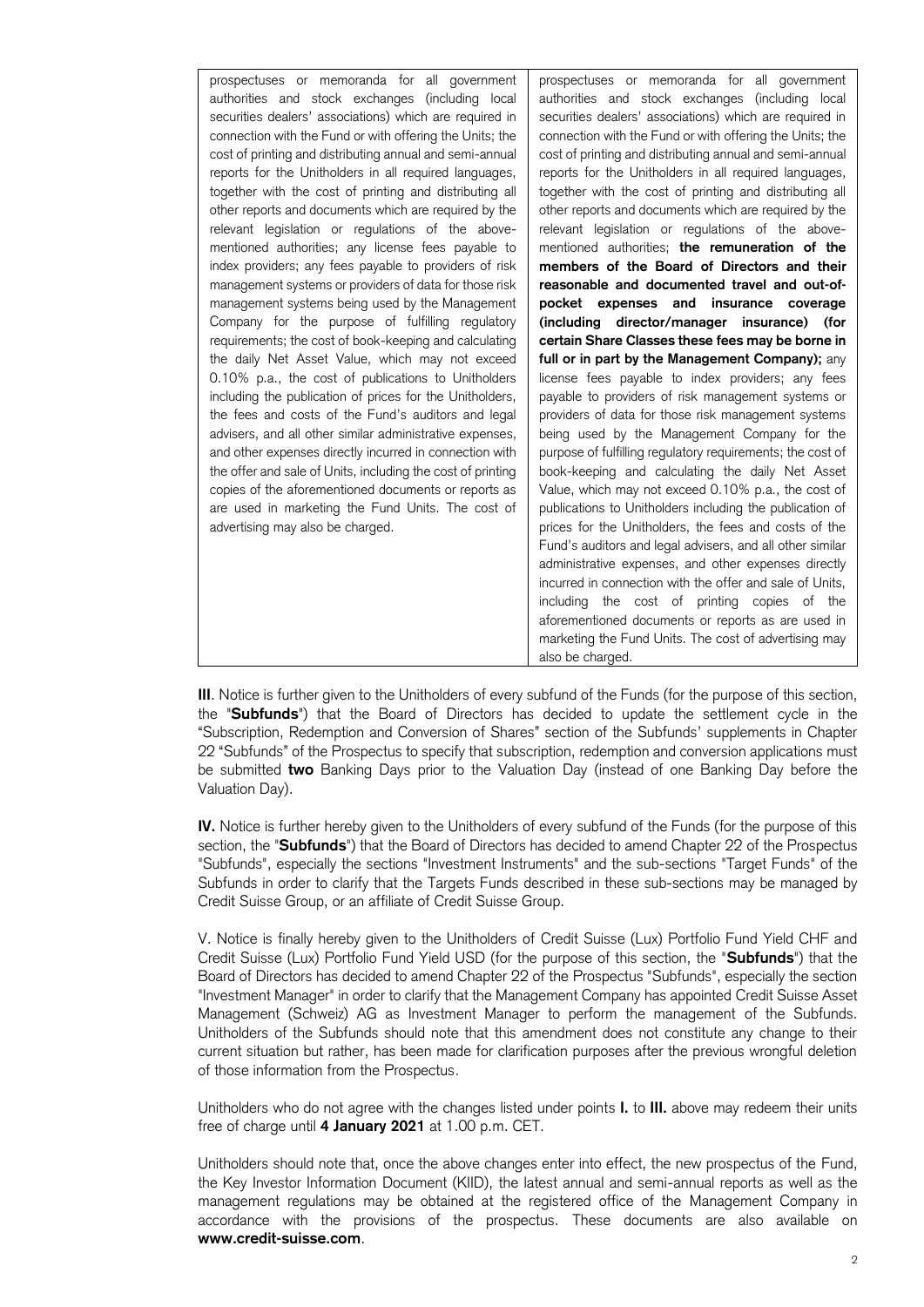| | |
|---|---|
| prospectuses or memoranda for all government authorities and stock exchanges (including local securities dealers' associations) which are required in connection with the Fund or with offering the Units; the cost of printing and distributing annual and semi-annual reports for the Unitholders in all required languages, together with the cost of printing and distributing all other reports and documents which are required by the relevant legislation or regulations of the above-mentioned authorities; any license fees payable to index providers; any fees payable to providers of risk management systems or providers of data for those risk management systems being used by the Management Company for the purpose of fulfilling regulatory requirements; the cost of book-keeping and calculating the daily Net Asset Value, which may not exceed 0.10% p.a., the cost of publications to Unitholders including the publication of prices for the Unitholders, the fees and costs of the Fund's auditors and legal advisers, and all other similar administrative expenses, and other expenses directly incurred in connection with the offer and sale of Units, including the cost of printing copies of the aforementioned documents or reports as are used in marketing the Fund Units. The cost of advertising may also be charged. | prospectuses or memoranda for all government authorities and stock exchanges (including local securities dealers' associations) which are required in connection with the Fund or with offering the Units; the cost of printing and distributing annual and semi-annual reports for the Unitholders in all required languages, together with the cost of printing and distributing all other reports and documents which are required by the relevant legislation or regulations of the above-mentioned authorities; **the remuneration of the members of the Board of Directors and their reasonable and documented travel and out-of-pocket expenses and insurance coverage (including director/manager insurance) (for certain Share Classes these fees may be borne in full or in part by the Management Company);** any license fees payable to index providers; any fees payable to providers of risk management systems or providers of data for those risk management systems being used by the Management Company for the purpose of fulfilling regulatory requirements; the cost of book-keeping and calculating the daily Net Asset Value, which may not exceed 0.10% p.a., the cost of publications to Unitholders including the publication of prices for the Unitholders, the fees and costs of the Fund's auditors and legal advisers, and all other similar administrative expenses, and other expenses directly incurred in connection with the offer and sale of Units, including the cost of printing copies of the aforementioned documents or reports as are used in marketing the Fund Units. The cost of advertising may also be charged. |

**III**. Notice is further given to the Unitholders of every subfund of the Funds (for the purpose of this section, the "**Subfunds**") that the Board of Directors has decided to update the settlement cycle in the "Subscription, Redemption and Conversion of Shares" section of the Subfunds' supplements in Chapter 22 "Subfunds" of the Prospectus to specify that subscription, redemption and conversion applications must be submitted **two** Banking Days prior to the Valuation Day (instead of one Banking Day before the Valuation Day).

**IV.** Notice is further hereby given to the Unitholders of every subfund of the Funds (for the purpose of this section, the "**Subfunds**") that the Board of Directors has decided to amend Chapter 22 of the Prospectus "Subfunds", especially the sections "Investment Instruments" and the sub-sections "Target Funds" of the Subfunds in order to clarify that the Targets Funds described in these sub-sections may be managed by Credit Suisse Group, or an affiliate of Credit Suisse Group.

V. Notice is finally hereby given to the Unitholders of Credit Suisse (Lux) Portfolio Fund Yield CHF and Credit Suisse (Lux) Portfolio Fund Yield USD (for the purpose of this section, the "**Subfunds**") that the Board of Directors has decided to amend Chapter 22 of the Prospectus "Subfunds", especially the section "Investment Manager" in order to clarify that the Management Company has appointed Credit Suisse Asset Management (Schweiz) AG as Investment Manager to perform the management of the Subfunds. Unitholders of the Subfunds should note that this amendment does not constitute any change to their current situation but rather, has been made for clarification purposes after the previous wrongful deletion of those information from the Prospectus.

Unitholders who do not agree with the changes listed under points **I.** to **III.** above may redeem their units free of charge until **4 January 2021** at 1.00 p.m. CET.

Unitholders should note that, once the above changes enter into effect, the new prospectus of the Fund, the Key Investor Information Document (KIID), the latest annual and semi-annual reports as well as the management regulations may be obtained at the registered office of the Management Company in accordance with the provisions of the prospectus. These documents are also available on **www.credit-suisse.com**.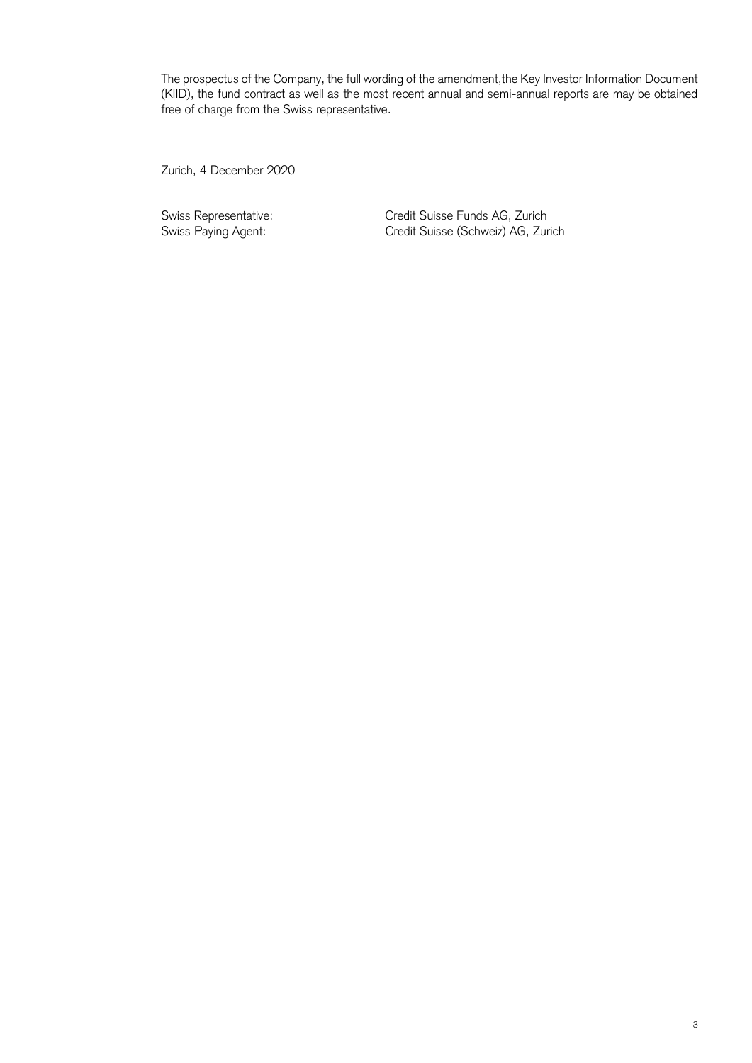The prospectus of the Company, the full wording of the amendment,the Key Investor Information Document (KIID), the fund contract as well as the most recent annual and semi-annual reports are may be obtained free of charge from the Swiss representative.

Zurich, 4 December 2020

| | |
|---|---|
| Swiss Representative: | Credit Suisse Funds AG, Zurich |
| Swiss Paying Agent: | Credit Suisse (Schweiz) AG, Zurich |